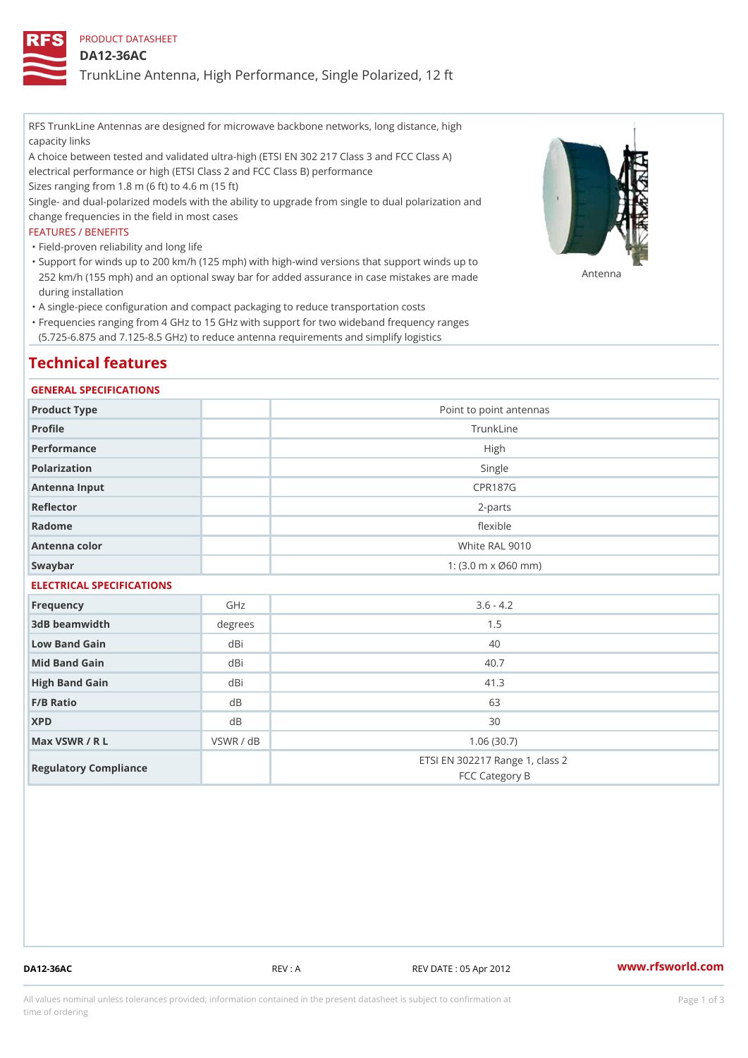PRODUCT DATASHEET

# DA12-36AC

TrunkLine Antenna, High Performance, Single Polarized, 12 ft

RFS TrunkLine Antennas are designed for microwave backbone networks, long distance, high capacity links

A choice between tested and validated ultra-high (ETSI EN 302 217 Class 3 and FCC Class A) electrical performance or high (ETSI Class 2 and FCC Class B) performance

Sizes ranging from 1.8 m (6 ft) to 4.6 m (15 ft)

Single- and dual-polarized models with the ability to upgrade from single to dual polarization and change frequencies in the field in most cases

FEATURES / BENEFITS

- Field-proven reliability and long life
- Support for winds up to 200 km/h (125 mph) with high-wind versions that support winds up to 252 km/h (155 mph) and an optional sway bar for added assurance in case mistakes are made during installation
- A single-piece configuration and compact packaging to reduce transportation costs
- Frequencies ranging from 4 GHz to 15 GHz with support for two wideband frequency ranges (5.725-6.875 and 7.125-8.5 GHz) to reduce antenna requirements and simplify logistics

Antenna

## Technical features

### GENERAL SPECIFICATIONS

| | | |
|---|---|---|
| Product Type | | Point to point antennas |
| Profile | | TrunkLine |
| Performance | | High |
| Polarization | | Single |
| Antenna Input | | CPR187G |
| Reflector | | 2-parts |
| Radome | | flexible |
| Antenna color | | White RAL 9010 |
| Swaybar | | 1: (3.0 m x Ø60 mm) |

### ELECTRICAL SPECIFICATIONS

| | | |
|---|---|---|
| Frequency | GHz | 3.6 - 4.2 |
| 3dB beamwidth | degrees | 1.5 |
| Low Band Gain | dBi | 40 |
| Mid Band Gain | dBi | 40.7 |
| High Band Gain | dBi | 41.3 |
| F/B Ratio | dB | 63 |
| XPD | dB | 30 |
| Max VSWR / R L | VSWR / dB | 1.06 (30.7) |
| Regulatory Compliance | | ETSI EN 302217 Range 1, class 2<br>FCC Category B |

DA12-36AC REV : A REV DATE : 05 Apr 2012 www.rfsworld.com

All values nominal unless tolerances provided; information contained in the present datasheet is subject to confirmation at time of ordering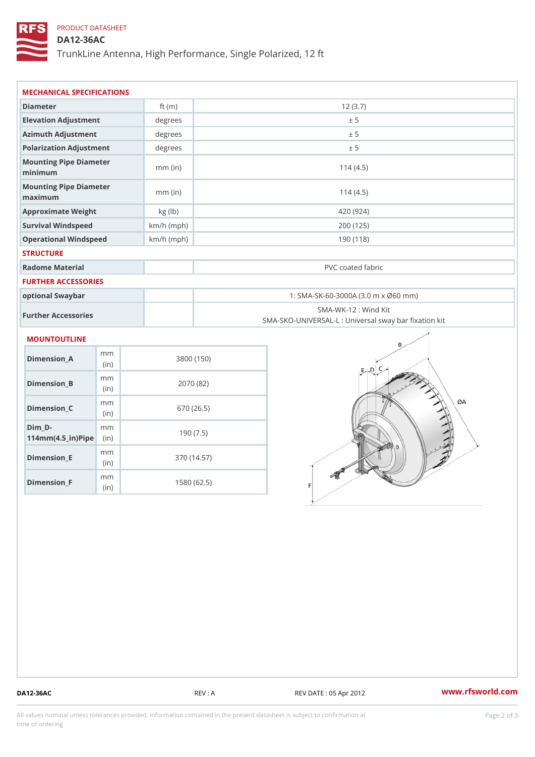PRODUCT DATASHEET

# DA12-36AC

TrunkLine Antenna, High Performance, Single Polarized, 12 ft

## MECHANICAL SPECIFICATIONS

| | | |
|---|---|---|
| Diameter | ft (m) | 12 (3.7) |
| Elevation Adjustment | degrees | ± 5 |
| Azimuth Adjustment | degrees | ± 5 |
| Polarization Adjustment | degrees | ± 5 |
| Mounting Pipe Diameter minimum | mm (in) | 114 (4.5) |
| Mounting Pipe Diameter maximum | mm (in) | 114 (4.5) |
| Approximate Weight | kg (lb) | 420 (924) |
| Survival Windspeed | km/h (mph) | 200 (125) |
| Operational Windspeed | km/h (mph) | 190 (118) |

## STRUCTURE

| | | |
|---|---|---|
| Radome Material | | PVC coated fabric |

## FURTHER ACCESSORIES

| | | |
|---|---|---|
| optional Swaybar | | 1: SMA-SK-60-3000A (3.0 m x Ø60 mm) |
| Further Accessories | | SMA-WK-12 : Wind Kit<br>SMA-SKO-UNIVERSAL-L : Universal sway bar fixation kit |

## MOUNTOUTLINE

| | | |
|---|---|---|
| Dimension_A | mm (in) | 3800 (150) |
| Dimension_B | mm (in) | 2070 (82) |
| Dimension_C | mm (in) | 670 (26.5) |
| Dim_D-114mm(4.5_in)Pipe | mm (in) | 190 (7.5) |
| Dimension_E | mm (in) | 370 (14.57) |
| Dimension_F | mm (in) | 1580 (62.5) |

DA12-36AC REV : A REV DATE : 05 Apr 2012 www.rfsworld.com

All values nominal unless tolerances provided; information contained in the present datasheet is subject to confirmation at time of ordering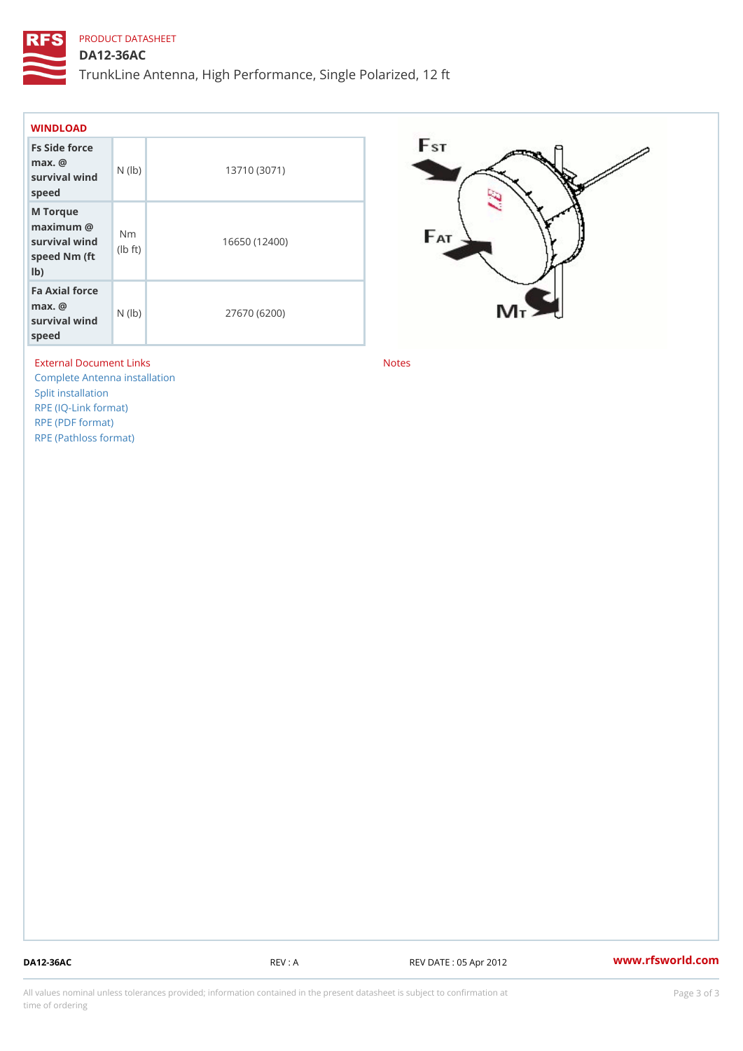PRODUCT DATASHEET

# DA12-36AC

TrunkLine Antenna, High Performance, Single Polarized, 12 ft

## WINDLOAD

| | | |
|---|---|---|
| Fs Side force max. @ survival wind speed | N (lb) | 13710 (3071) |
| M Torque maximum @ survival wind speed Nm (ft lb) | Nm (lb ft) | 16650 (12400) |
| Fa Axial force max. @ survival wind speed | N (lb) | 27670 (6200) |

FST

FAT

MT

External Document Links

Complete Antenna installation

Split installation

RPE (IQ-Link format)

RPE (PDF format)

RPE (Pathloss format)

Notes

DA12-36AC REV : A REV DATE : 05 Apr 2012 www.rfsworld.com

All values nominal unless tolerances provided; information contained in the present datasheet is subject to confirmation at time of ordering